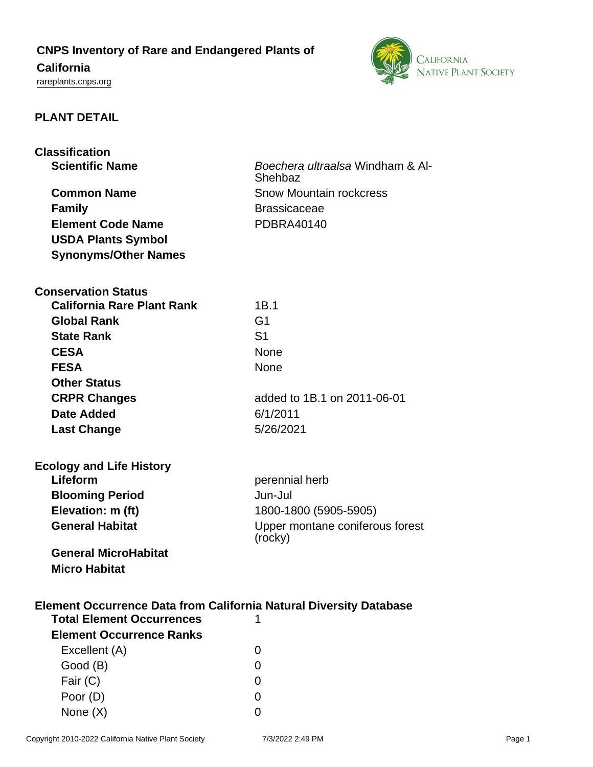# CNPS Inventory of Rare and Endangered Plants of California

rareplants.cnps.org

## PLANT DETAIL

### Classification

| | |
|---|---|
| **Scientific Name** | *Boechera ultraalsa* Windham & Al-Shehbaz |
| **Common Name** | Snow Mountain rockcress |
| **Family** | Brassicaceae |
| **Element Code Name** | PDBRA40140 |
| **USDA Plants Symbol** | |
| **Synonyms/Other Names** | |

### Conservation Status

| | |
|---|---|
| **California Rare Plant Rank** | 1B.1 |
| **Global Rank** | G1 |
| **State Rank** | S1 |
| **CESA** | None |
| **FESA** | None |
| **Other Status** | |
| **CRPR Changes** | added to 1B.1 on 2011-06-01 |
| **Date Added** | 6/1/2011 |
| **Last Change** | 5/26/2021 |

### Ecology and Life History

| | |
|---|---|
| **Lifeform** | perennial herb |
| **Blooming Period** | Jun-Jul |
| **Elevation: m (ft)** | 1800-1800 (5905-5905) |
| **General Habitat** | Upper montane coniferous forest (rocky) |
| **General MicroHabitat** | |
| **Micro Habitat** | |

### Element Occurrence Data from California Natural Diversity Database

| | |
|---|---|
| **Total Element Occurrences** | 1 |
| **Element Occurrence Ranks** | |
| Excellent (A) | 0 |
| Good (B) | 0 |
| Fair (C) | 0 |
| Poor (D) | 0 |
| None (X) | 0 |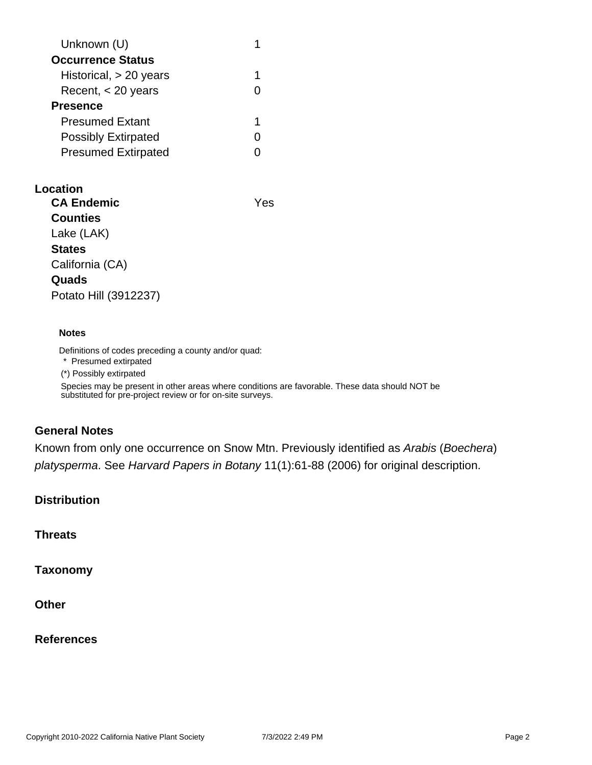| | |
|---|---|
| Unknown (U) | 1 |
| **Occurrence Status** | |
| Historical, > 20 years | 1 |
| Recent, < 20 years | 0 |
| **Presence** | |
| Presumed Extant | 1 |
| Possibly Extirpated | 0 |
| Presumed Extirpated | 0 |

## Location

**CA Endemic** Yes

**Counties**

Lake (LAK)

**States**

California (CA)

**Quads**

Potato Hill (3912237)

**Notes**

Definitions of codes preceding a county and/or quad:

* Presumed extirpated

(*) Possibly extirpated

Species may be present in other areas where conditions are favorable. These data should NOT be substituted for pre-project review or for on-site surveys.

## General Notes

Known from only one occurrence on Snow Mtn. Previously identified as *Arabis* (*Boechera*) *platysperma*. See *Harvard Papers in Botany* 11(1):61-88 (2006) for original description.

## Distribution

## Threats

## Taxonomy

## Other

## References